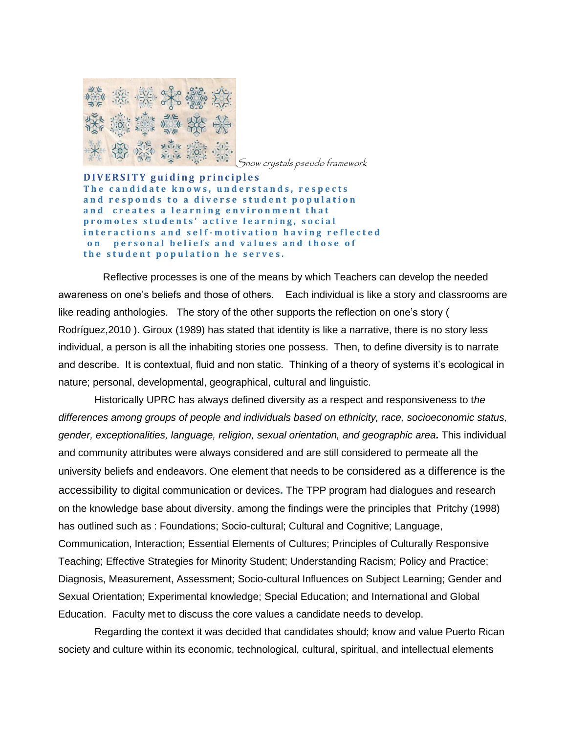*Snow crystals pseudo framework*

**DIVERSITY guiding principles**

**The candidate knows, understands, respects and responds to a diverse student population and creates a learning environment that promotes students' active learning, social interactions and self-motivation having reflected on personal beliefs and values and those of the student population he serves.**

Reflective processes is one of the means by which Teachers can develop the needed awareness on one's beliefs and those of others. Each individual is like a story and classrooms are like reading anthologies. The story of the other supports the reflection on one's story ( Rodríguez,2010 ). Giroux (1989) has stated that identity is like a narrative, there is no story less individual, a person is all the inhabiting stories one possess. Then, to define diversity is to narrate and describe. It is contextual, fluid and non static. Thinking of a theory of systems it's ecological in nature; personal, developmental, geographical, cultural and linguistic.

Historically UPRC has always defined diversity as a respect and responsiveness to t*he differences among groups of people and individuals based on ethnicity, race, socioeconomic status, gender, exceptionalities, language, religion, sexual orientation, and geographic area***.** This individual and community attributes were always considered and are still considered to permeate all the university beliefs and endeavors. One element that needs to be considered as a difference is the accessibility to digital communication or devices. The TPP program had dialogues and research on the knowledge base about diversity. among the findings were the principles that Pritchy (1998) has outlined such as : Foundations; Socio-cultural; Cultural and Cognitive; Language, Communication, Interaction; Essential Elements of Cultures; Principles of Culturally Responsive Teaching; Effective Strategies for Minority Student; Understanding Racism; Policy and Practice; Diagnosis, Measurement, Assessment; Socio-cultural Influences on Subject Learning; Gender and Sexual Orientation; Experimental knowledge; Special Education; and International and Global Education. Faculty met to discuss the core values a candidate needs to develop.

Regarding the context it was decided that candidates should; know and value Puerto Rican society and culture within its economic, technological, cultural, spiritual, and intellectual elements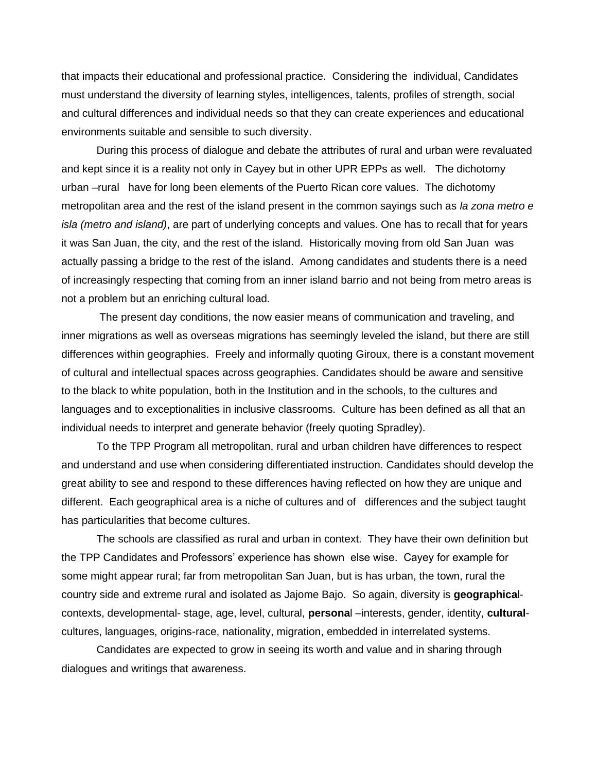that impacts their educational and professional practice. Considering the individual, Candidates must understand the diversity of learning styles, intelligences, talents, profiles of strength, social and cultural differences and individual needs so that they can create experiences and educational environments suitable and sensible to such diversity.

During this process of dialogue and debate the attributes of rural and urban were revaluated and kept since it is a reality not only in Cayey but in other UPR EPPs as well. The dichotomy urban –rural have for long been elements of the Puerto Rican core values. The dichotomy metropolitan area and the rest of the island present in the common sayings such as *la zona metro e isla (metro and island)*, are part of underlying concepts and values. One has to recall that for years it was San Juan, the city, and the rest of the island. Historically moving from old San Juan was actually passing a bridge to the rest of the island. Among candidates and students there is a need of increasingly respecting that coming from an inner island barrio and not being from metro areas is not a problem but an enriching cultural load.

The present day conditions, the now easier means of communication and traveling, and inner migrations as well as overseas migrations has seemingly leveled the island, but there are still differences within geographies. Freely and informally quoting Giroux, there is a constant movement of cultural and intellectual spaces across geographies. Candidates should be aware and sensitive to the black to white population, both in the Institution and in the schools, to the cultures and languages and to exceptionalities in inclusive classrooms. Culture has been defined as all that an individual needs to interpret and generate behavior (freely quoting Spradley).

To the TPP Program all metropolitan, rural and urban children have differences to respect and understand and use when considering differentiated instruction. Candidates should develop the great ability to see and respond to these differences having reflected on how they are unique and different. Each geographical area is a niche of cultures and of differences and the subject taught has particularities that become cultures.

The schools are classified as rural and urban in context. They have their own definition but the TPP Candidates and Professors' experience has shown else wise. Cayey for example for some might appear rural; far from metropolitan San Juan, but is has urban, the town, rural the country side and extreme rural and isolated as Jajome Bajo. So again, diversity is **geographica**l-contexts, developmental- stage, age, level, cultural, **persona**l –interests, gender, identity, **cultural**-cultures, languages, origins-race, nationality, migration, embedded in interrelated systems.

Candidates are expected to grow in seeing its worth and value and in sharing through dialogues and writings that awareness.